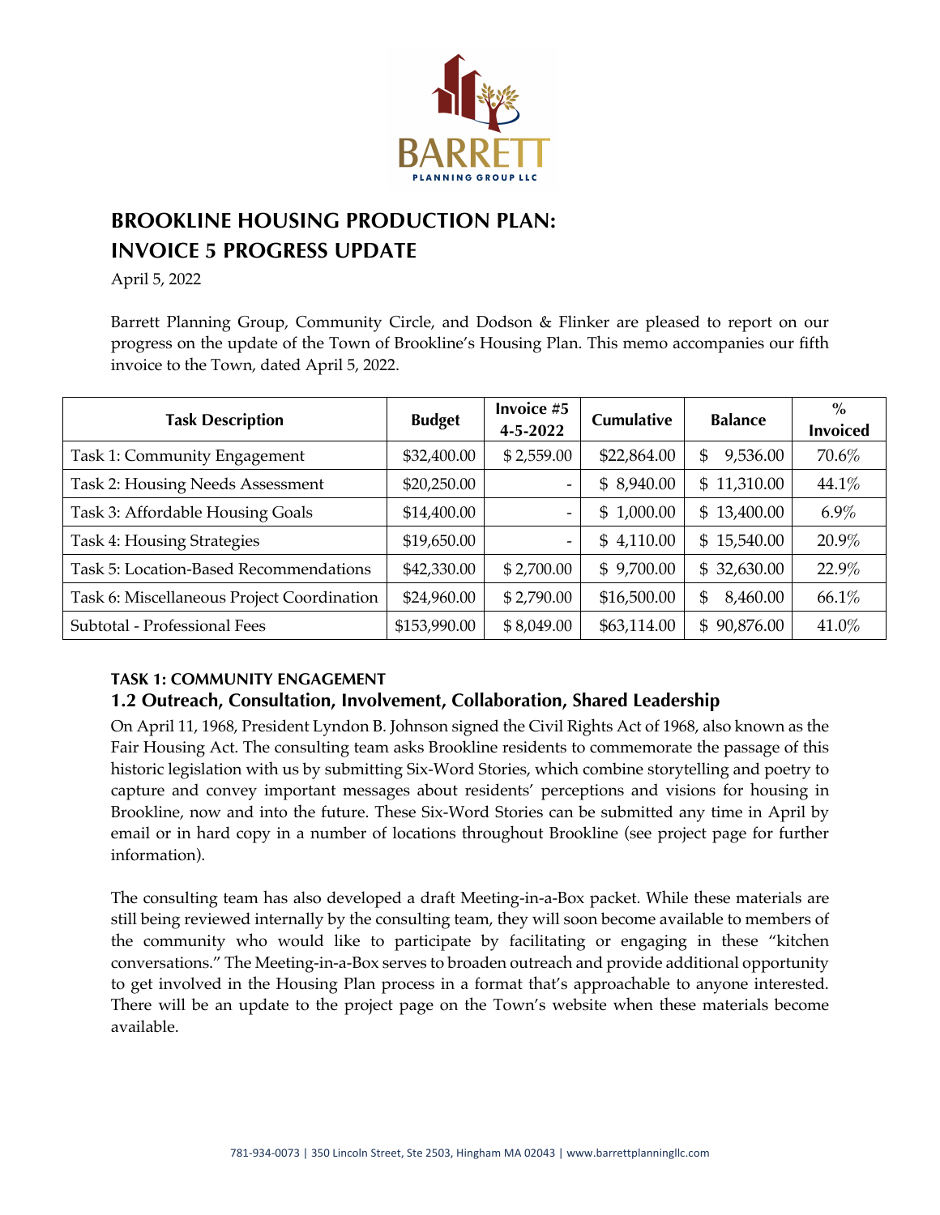# BROOKLINE HOUSING PRODUCTION PLAN: INVOICE 5 PROGRESS UPDATE

April 5, 2022

Barrett Planning Group, Community Circle, and Dodson & Flinker are pleased to report on our progress on the update of the Town of Brookline's Housing Plan. This memo accompanies our fifth invoice to the Town, dated April 5, 2022.

| Task Description | Budget | Invoice #5 4-5-2022 | Cumulative | Balance | % Invoiced |
|---|---|---|---|---|---|
| Task 1: Community Engagement | $32,400.00 | $ 2,559.00 | $22,864.00 | $ 9,536.00 | 70.6% |
| Task 2: Housing Needs Assessment | $20,250.00 | - | $ 8,940.00 | $ 11,310.00 | 44.1% |
| Task 3: Affordable Housing Goals | $14,400.00 | - | $ 1,000.00 | $ 13,400.00 | 6.9% |
| Task 4: Housing Strategies | $19,650.00 | - | $ 4,110.00 | $ 15,540.00 | 20.9% |
| Task 5: Location-Based Recommendations | $42,330.00 | $ 2,700.00 | $ 9,700.00 | $ 32,630.00 | 22.9% |
| Task 6: Miscellaneous Project Coordination | $24,960.00 | $ 2,790.00 | $16,500.00 | $ 8,460.00 | 66.1% |
| Subtotal - Professional Fees | $153,990.00 | $ 8,049.00 | $63,114.00 | $ 90,876.00 | 41.0% |

### TASK 1: COMMUNITY ENGAGEMENT

### 1.2 Outreach, Consultation, Involvement, Collaboration, Shared Leadership

On April 11, 1968, President Lyndon B. Johnson signed the Civil Rights Act of 1968, also known as the Fair Housing Act. The consulting team asks Brookline residents to commemorate the passage of this historic legislation with us by submitting Six-Word Stories, which combine storytelling and poetry to capture and convey important messages about residents' perceptions and visions for housing in Brookline, now and into the future. These Six-Word Stories can be submitted any time in April by email or in hard copy in a number of locations throughout Brookline (see project page for further information).

The consulting team has also developed a draft Meeting-in-a-Box packet. While these materials are still being reviewed internally by the consulting team, they will soon become available to members of the community who would like to participate by facilitating or engaging in these "kitchen conversations." The Meeting-in-a-Box serves to broaden outreach and provide additional opportunity to get involved in the Housing Plan process in a format that's approachable to anyone interested. There will be an update to the project page on the Town's website when these materials become available.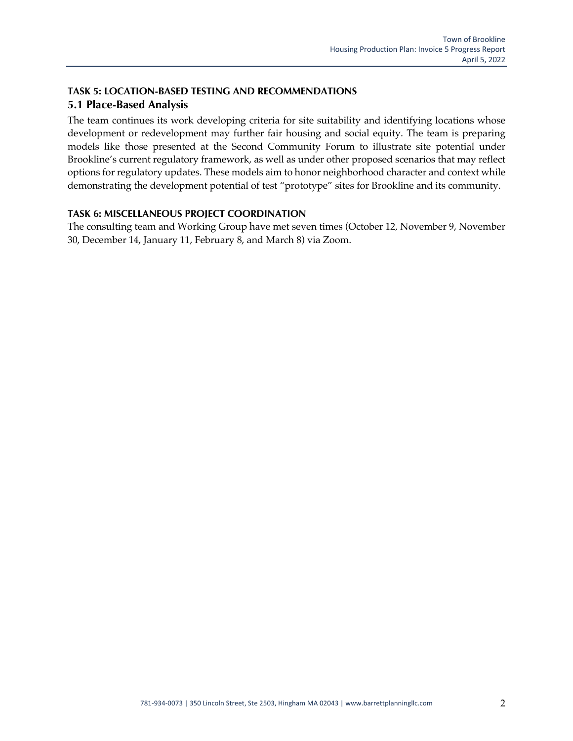### TASK 5: LOCATION-BASED TESTING AND RECOMMENDATIONS

## 5.1 Place-Based Analysis

The team continues its work developing criteria for site suitability and identifying locations whose development or redevelopment may further fair housing and social equity. The team is preparing models like those presented at the Second Community Forum to illustrate site potential under Brookline's current regulatory framework, as well as under other proposed scenarios that may reflect options for regulatory updates. These models aim to honor neighborhood character and context while demonstrating the development potential of test "prototype" sites for Brookline and its community.

### TASK 6: MISCELLANEOUS PROJECT COORDINATION

The consulting team and Working Group have met seven times (October 12, November 9, November 30, December 14, January 11, February 8, and March 8) via Zoom.